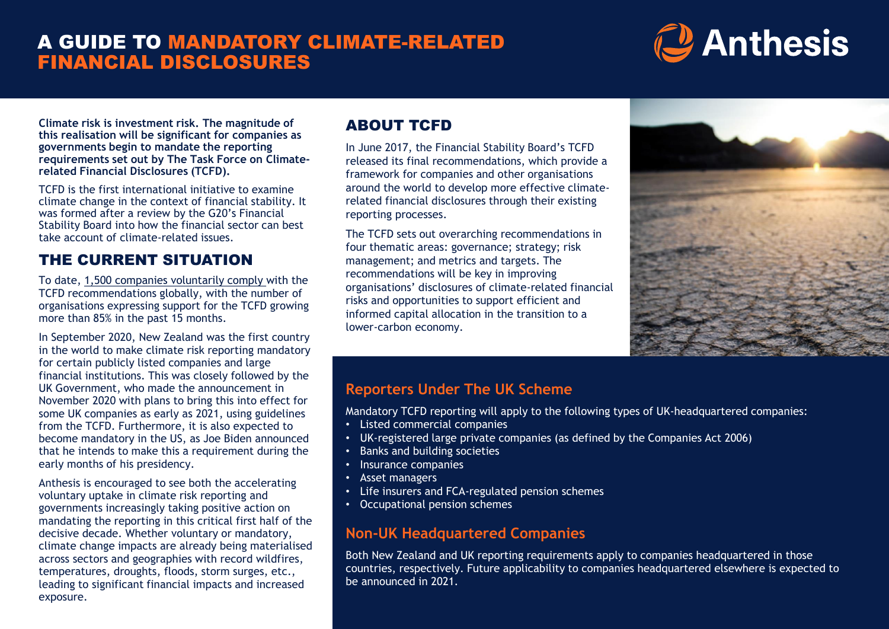# A GUIDE TO MANDATORY CLIMATE-RELATED FINANCIAL DISCLOSURES

Anthesis

**Climate risk is investment risk. The magnitude of this realisation will be significant for companies as governments begin to mandate the reporting requirements set out by The Task Force on Climate-related Financial Disclosures (TCFD).**

TCFD is the first international initiative to examine climate change in the context of financial stability. It was formed after a review by the G20's Financial Stability Board into how the financial sector can best take account of climate-related issues.

## THE CURRENT SITUATION

To date, 1,500 companies voluntarily comply with the TCFD recommendations globally, with the number of organisations expressing support for the TCFD growing more than 85% in the past 15 months.

In September 2020, New Zealand was the first country in the world to make climate risk reporting mandatory for certain publicly listed companies and large financial institutions. This was closely followed by the UK Government, who made the announcement in November 2020 with plans to bring this into effect for some UK companies as early as 2021, using guidelines from the TCFD. Furthermore, it is also expected to become mandatory in the US, as Joe Biden announced that he intends to make this a requirement during the early months of his presidency.

Anthesis is encouraged to see both the accelerating voluntary uptake in climate risk reporting and governments increasingly taking positive action on mandating the reporting in this critical first half of the decisive decade. Whether voluntary or mandatory, climate change impacts are already being materialised across sectors and geographies with record wildfires, temperatures, droughts, floods, storm surges, etc., leading to significant financial impacts and increased exposure.

## ABOUT TCFD

In June 2017, the Financial Stability Board's TCFD released its final recommendations, which provide a framework for companies and other organisations around the world to develop more effective climate-related financial disclosures through their existing reporting processes.

The TCFD sets out overarching recommendations in four thematic areas: governance; strategy; risk management; and metrics and targets. The recommendations will be key in improving organisations' disclosures of climate-related financial risks and opportunities to support efficient and informed capital allocation in the transition to a lower-carbon economy.

### Reporters Under The UK Scheme

Mandatory TCFD reporting will apply to the following types of UK-headquartered companies:

- Listed commercial companies
- UK-registered large private companies (as defined by the Companies Act 2006)
- Banks and building societies
- Insurance companies
- Asset managers
- Life insurers and FCA-regulated pension schemes
- Occupational pension schemes

### Non-UK Headquartered Companies

Both New Zealand and UK reporting requirements apply to companies headquartered in those countries, respectively. Future applicability to companies headquartered elsewhere is expected to be announced in 2021.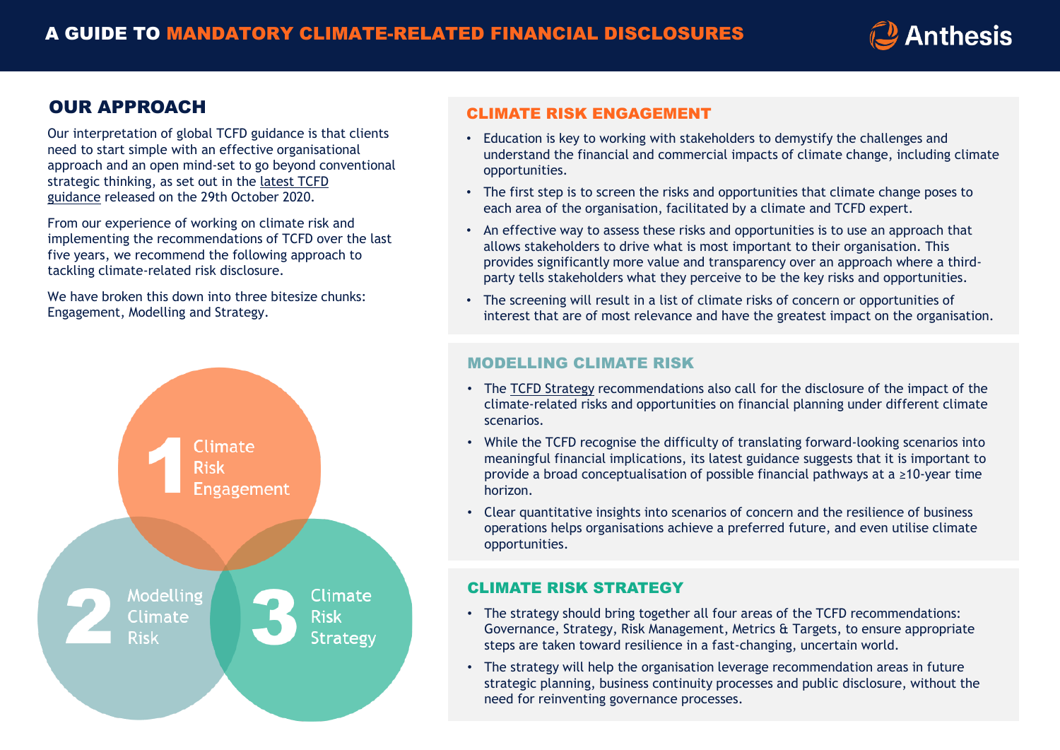## OUR APPROACH

Our interpretation of global TCFD guidance is that clients need to start simple with an effective organisational approach and an open mind-set to go beyond conventional strategic thinking, as set out in the latest TCFD guidance released on the 29th October 2020.

From our experience of working on climate risk and implementing the recommendations of TCFD over the last five years, we recommend the following approach to tackling climate-related risk disclosure.

We have broken this down into three bitesize chunks: Engagement, Modelling and Strategy.

1 Climate Risk Engagement

2 Modelling Climate Risk

3 Climate Risk Strategy

## CLIMATE RISK ENGAGEMENT

- Education is key to working with stakeholders to demystify the challenges and understand the financial and commercial impacts of climate change, including climate opportunities.
- The first step is to screen the risks and opportunities that climate change poses to each area of the organisation, facilitated by a climate and TCFD expert.
- An effective way to assess these risks and opportunities is to use an approach that allows stakeholders to drive what is most important to their organisation. This provides significantly more value and transparency over an approach where a third-party tells stakeholders what they perceive to be the key risks and opportunities.
- The screening will result in a list of climate risks of concern or opportunities of interest that are of most relevance and have the greatest impact on the organisation.

## MODELLING CLIMATE RISK

- The TCFD Strategy recommendations also call for the disclosure of the impact of the climate-related risks and opportunities on financial planning under different climate scenarios.
- While the TCFD recognise the difficulty of translating forward-looking scenarios into meaningful financial implications, its latest guidance suggests that it is important to provide a broad conceptualisation of possible financial pathways at a ≥10-year time horizon.
- Clear quantitative insights into scenarios of concern and the resilience of business operations helps organisations achieve a preferred future, and even utilise climate opportunities.

## CLIMATE RISK STRATEGY

- The strategy should bring together all four areas of the TCFD recommendations: Governance, Strategy, Risk Management, Metrics & Targets, to ensure appropriate steps are taken toward resilience in a fast-changing, uncertain world.
- The strategy will help the organisation leverage recommendation areas in future strategic planning, business continuity processes and public disclosure, without the need for reinventing governance processes.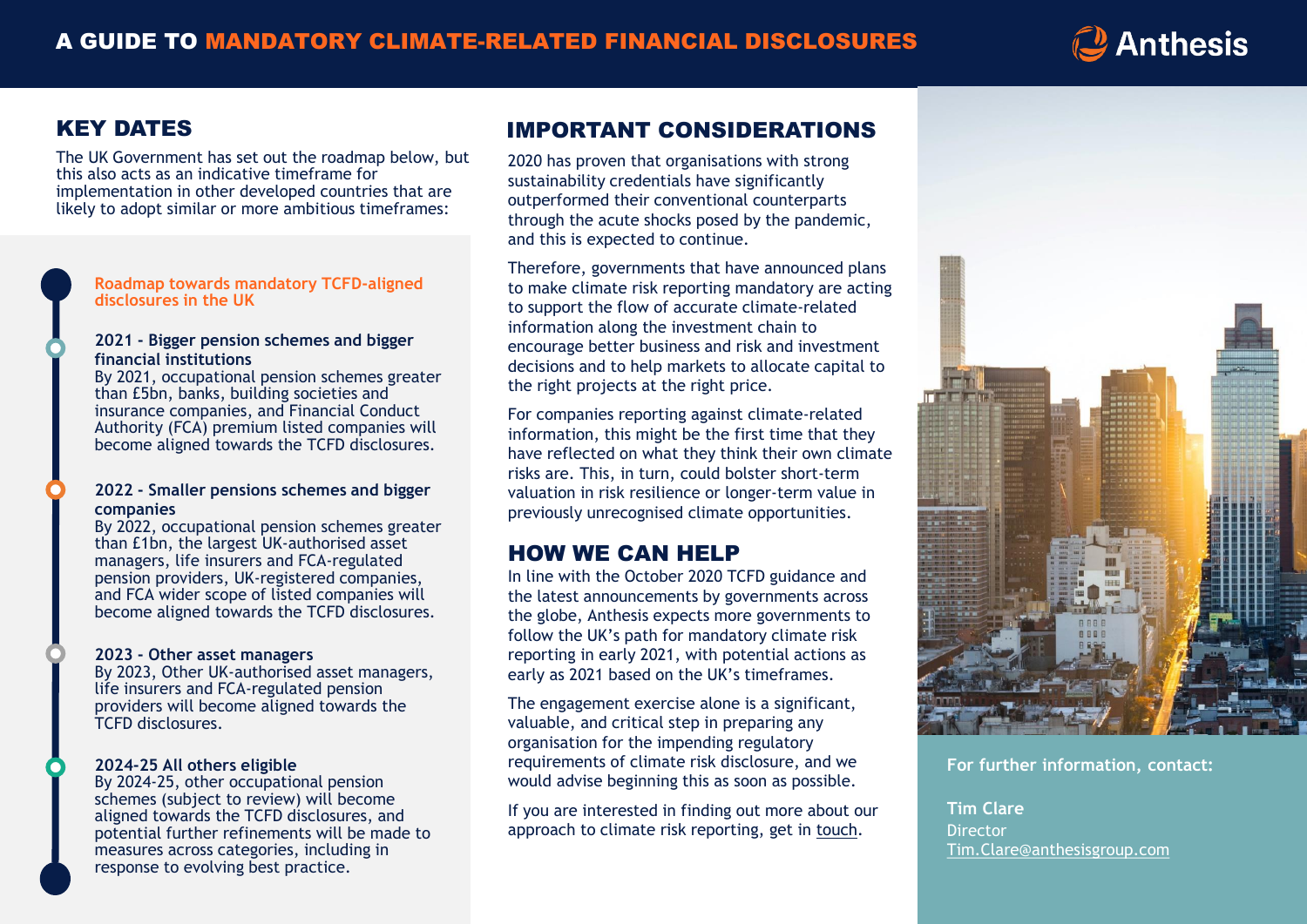# A GUIDE TO MANDATORY CLIMATE-RELATED FINANCIAL DISCLOSURES

## KEY DATES

The UK Government has set out the roadmap below, but this also acts as an indicative timeframe for implementation in other developed countries that are likely to adopt similar or more ambitious timeframes:

**Roadmap towards mandatory TCFD-aligned disclosures in the UK**

**2021 - Bigger pension schemes and bigger financial institutions**
By 2021, occupational pension schemes greater than £5bn, banks, building societies and insurance companies, and Financial Conduct Authority (FCA) premium listed companies will become aligned towards the TCFD disclosures.

**2022 - Smaller pensions schemes and bigger companies**
By 2022, occupational pension schemes greater than £1bn, the largest UK-authorised asset managers, life insurers and FCA-regulated pension providers, UK-registered companies, and FCA wider scope of listed companies will become aligned towards the TCFD disclosures.

**2023 - Other asset managers**
By 2023, Other UK-authorised asset managers, life insurers and FCA-regulated pension providers will become aligned towards the TCFD disclosures.

**2024-25 All others eligible**
By 2024-25, other occupational pension schemes (subject to review) will become aligned towards the TCFD disclosures, and potential further refinements will be made to measures across categories, including in response to evolving best practice.

## IMPORTANT CONSIDERATIONS

2020 has proven that organisations with strong sustainability credentials have significantly outperformed their conventional counterparts through the acute shocks posed by the pandemic, and this is expected to continue.

Therefore, governments that have announced plans to make climate risk reporting mandatory are acting to support the flow of accurate climate-related information along the investment chain to encourage better business and risk and investment decisions and to help markets to allocate capital to the right projects at the right price.

For companies reporting against climate-related information, this might be the first time that they have reflected on what they think their own climate risks are. This, in turn, could bolster short-term valuation in risk resilience or longer-term value in previously unrecognised climate opportunities.

## HOW WE CAN HELP

In line with the October 2020 TCFD guidance and the latest announcements by governments across the globe, Anthesis expects more governments to follow the UK's path for mandatory climate risk reporting in early 2021, with potential actions as early as 2021 based on the UK's timeframes.

The engagement exercise alone is a significant, valuable, and critical step in preparing any organisation for the impending regulatory requirements of climate risk disclosure, and we would advise beginning this as soon as possible.

If you are interested in finding out more about our approach to climate risk reporting, get in touch.

**For further information, contact:**

**Tim Clare**
Director
Tim.Clare@anthesisgroup.com